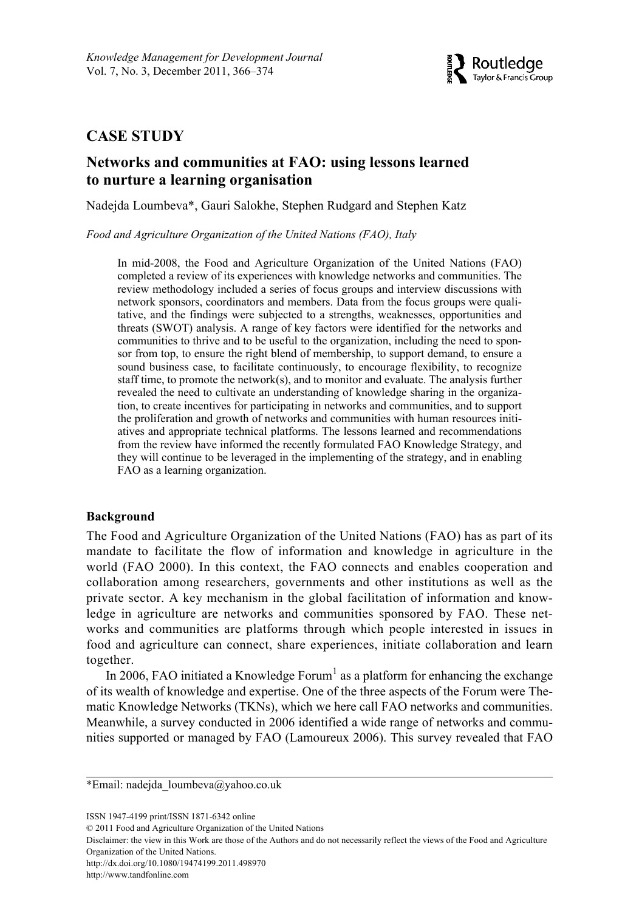**CASE STUDY**

# Networks and communities at FAO: using lessons learned to nurture a learning organisation

Nadejda Loumbeva*, Gauri Salokhe, Stephen Rudgard and Stephen Katz

*Food and Agriculture Organization of the United Nations (FAO), Italy*

In mid-2008, the Food and Agriculture Organization of the United Nations (FAO) completed a review of its experiences with knowledge networks and communities. The review methodology included a series of focus groups and interview discussions with network sponsors, coordinators and members. Data from the focus groups were qualitative, and the findings were subjected to a strengths, weaknesses, opportunities and threats (SWOT) analysis. A range of key factors were identified for the networks and communities to thrive and to be useful to the organization, including the need to sponsor from top, to ensure the right blend of membership, to support demand, to ensure a sound business case, to facilitate continuously, to encourage flexibility, to recognize staff time, to promote the network(s), and to monitor and evaluate. The analysis further revealed the need to cultivate an understanding of knowledge sharing in the organization, to create incentives for participating in networks and communities, and to support the proliferation and growth of networks and communities with human resources initiatives and appropriate technical platforms. The lessons learned and recommendations from the review have informed the recently formulated FAO Knowledge Strategy, and they will continue to be leveraged in the implementing of the strategy, and in enabling FAO as a learning organization.

## Background

The Food and Agriculture Organization of the United Nations (FAO) has as part of its mandate to facilitate the flow of information and knowledge in agriculture in the world (FAO 2000). In this context, the FAO connects and enables cooperation and collaboration among researchers, governments and other institutions as well as the private sector. A key mechanism in the global facilitation of information and knowledge in agriculture are networks and communities sponsored by FAO. These networks and communities are platforms through which people interested in issues in food and agriculture can connect, share experiences, initiate collaboration and learn together.

In 2006, FAO initiated a Knowledge Forum[1] as a platform for enhancing the exchange of its wealth of knowledge and expertise. One of the three aspects of the Forum were Thematic Knowledge Networks (TKNs), which we here call FAO networks and communities. Meanwhile, a survey conducted in 2006 identified a wide range of networks and communities supported or managed by FAO (Lamoureux 2006). This survey revealed that FAO

---

*Email: nadejda_loumbeva@yahoo.co.uk

ISSN 1947-4199 print/ISSN 1871-6342 online
© 2011 Food and Agriculture Organization of the United Nations
Disclaimer: the view in this Work are those of the Authors and do not necessarily reflect the views of the Food and Agriculture Organization of the United Nations.
http://dx.doi.org/10.1080/19474199.2011.498970
http://www.tandfonline.com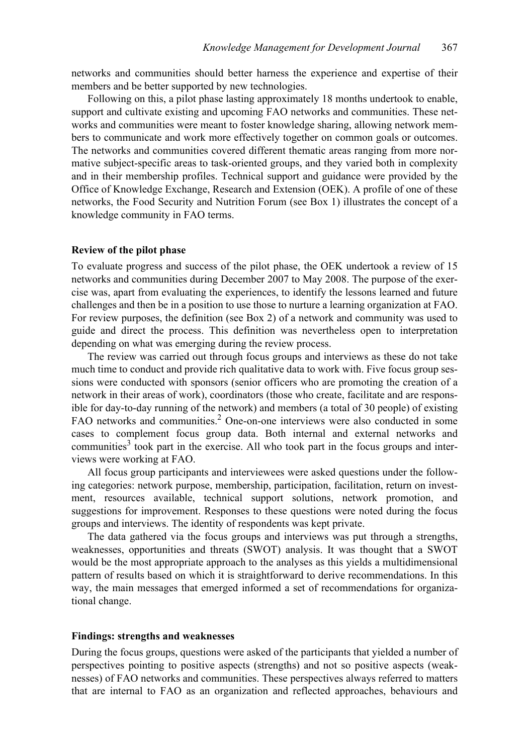networks and communities should better harness the experience and expertise of their members and be better supported by new technologies.

Following on this, a pilot phase lasting approximately 18 months undertook to enable, support and cultivate existing and upcoming FAO networks and communities. These networks and communities were meant to foster knowledge sharing, allowing network members to communicate and work more effectively together on common goals or outcomes. The networks and communities covered different thematic areas ranging from more normative subject-specific areas to task-oriented groups, and they varied both in complexity and in their membership profiles. Technical support and guidance were provided by the Office of Knowledge Exchange, Research and Extension (OEK). A profile of one of these networks, the Food Security and Nutrition Forum (see Box 1) illustrates the concept of a knowledge community in FAO terms.

### Review of the pilot phase

To evaluate progress and success of the pilot phase, the OEK undertook a review of 15 networks and communities during December 2007 to May 2008. The purpose of the exercise was, apart from evaluating the experiences, to identify the lessons learned and future challenges and then be in a position to use those to nurture a learning organization at FAO. For review purposes, the definition (see Box 2) of a network and community was used to guide and direct the process. This definition was nevertheless open to interpretation depending on what was emerging during the review process.

The review was carried out through focus groups and interviews as these do not take much time to conduct and provide rich qualitative data to work with. Five focus group sessions were conducted with sponsors (senior officers who are promoting the creation of a network in their areas of work), coordinators (those who create, facilitate and are responsible for day-to-day running of the network) and members (a total of 30 people) of existing FAO networks and communities.[2] One-on-one interviews were also conducted in some cases to complement focus group data. Both internal and external networks and communities[3] took part in the exercise. All who took part in the focus groups and interviews were working at FAO.

All focus group participants and interviewees were asked questions under the following categories: network purpose, membership, participation, facilitation, return on investment, resources available, technical support solutions, network promotion, and suggestions for improvement. Responses to these questions were noted during the focus groups and interviews. The identity of respondents was kept private.

The data gathered via the focus groups and interviews was put through a strengths, weaknesses, opportunities and threats (SWOT) analysis. It was thought that a SWOT would be the most appropriate approach to the analyses as this yields a multidimensional pattern of results based on which it is straightforward to derive recommendations. In this way, the main messages that emerged informed a set of recommendations for organizational change.

### Findings: strengths and weaknesses

During the focus groups, questions were asked of the participants that yielded a number of perspectives pointing to positive aspects (strengths) and not so positive aspects (weaknesses) of FAO networks and communities. These perspectives always referred to matters that are internal to FAO as an organization and reflected approaches, behaviours and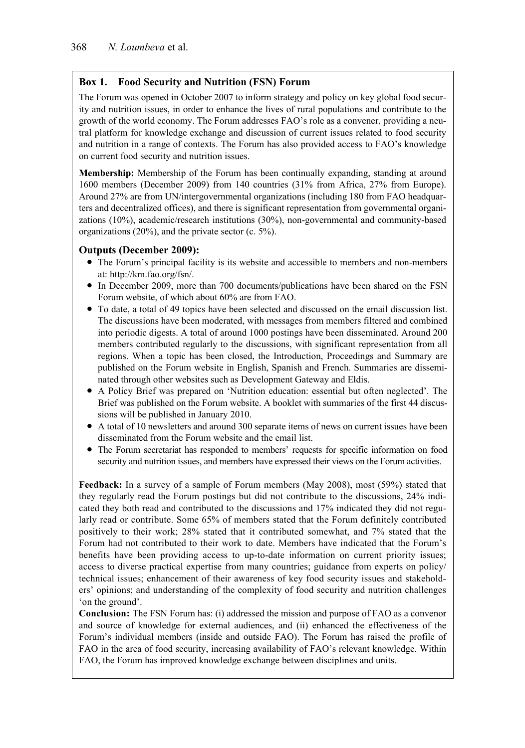### Box 1. Food Security and Nutrition (FSN) Forum

The Forum was opened in October 2007 to inform strategy and policy on key global food security and nutrition issues, in order to enhance the lives of rural populations and contribute to the growth of the world economy. The Forum addresses FAO's role as a convener, providing a neutral platform for knowledge exchange and discussion of current issues related to food security and nutrition in a range of contexts. The Forum has also provided access to FAO's knowledge on current food security and nutrition issues.

**Membership:** Membership of the Forum has been continually expanding, standing at around 1600 members (December 2009) from 140 countries (31% from Africa, 27% from Europe). Around 27% are from UN/intergovernmental organizations (including 180 from FAO headquarters and decentralized offices), and there is significant representation from governmental organizations (10%), academic/research institutions (30%), non-governmental and community-based organizations (20%), and the private sector (c. 5%).

**Outputs (December 2009):**

- The Forum's principal facility is its website and accessible to members and non-members at: http://km.fao.org/fsn/.
- In December 2009, more than 700 documents/publications have been shared on the FSN Forum website, of which about 60% are from FAO.
- To date, a total of 49 topics have been selected and discussed on the email discussion list. The discussions have been moderated, with messages from members filtered and combined into periodic digests. A total of around 1000 postings have been disseminated. Around 200 members contributed regularly to the discussions, with significant representation from all regions. When a topic has been closed, the Introduction, Proceedings and Summary are published on the Forum website in English, Spanish and French. Summaries are disseminated through other websites such as Development Gateway and Eldis.
- A Policy Brief was prepared on 'Nutrition education: essential but often neglected'. The Brief was published on the Forum website. A booklet with summaries of the first 44 discussions will be published in January 2010.
- A total of 10 newsletters and around 300 separate items of news on current issues have been disseminated from the Forum website and the email list.
- The Forum secretariat has responded to members' requests for specific information on food security and nutrition issues, and members have expressed their views on the Forum activities.

**Feedback:** In a survey of a sample of Forum members (May 2008), most (59%) stated that they regularly read the Forum postings but did not contribute to the discussions, 24% indicated they both read and contributed to the discussions and 17% indicated they did not regularly read or contribute. Some 65% of members stated that the Forum definitely contributed positively to their work; 28% stated that it contributed somewhat, and 7% stated that the Forum had not contributed to their work to date. Members have indicated that the Forum's benefits have been providing access to up-to-date information on current priority issues; access to diverse practical expertise from many countries; guidance from experts on policy/technical issues; enhancement of their awareness of key food security issues and stakeholders' opinions; and understanding of the complexity of food security and nutrition challenges 'on the ground'.

**Conclusion:** The FSN Forum has: (i) addressed the mission and purpose of FAO as a convenor and source of knowledge for external audiences, and (ii) enhanced the effectiveness of the Forum's individual members (inside and outside FAO). The Forum has raised the profile of FAO in the area of food security, increasing availability of FAO's relevant knowledge. Within FAO, the Forum has improved knowledge exchange between disciplines and units.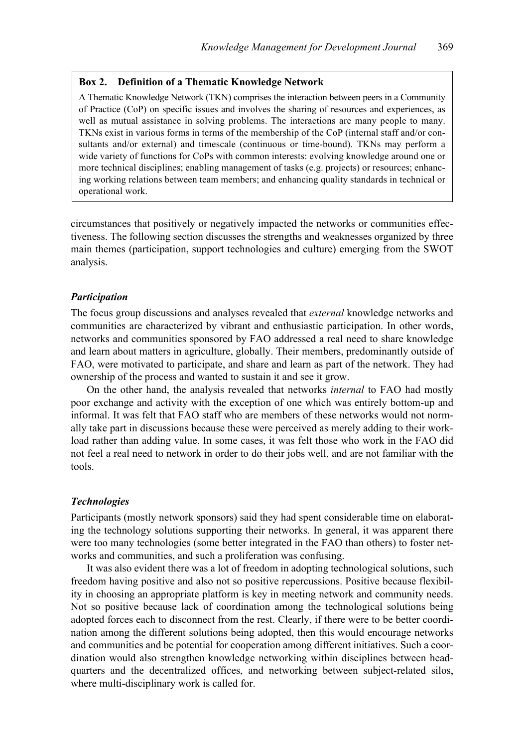**Box 2. Definition of a Thematic Knowledge Network**

A Thematic Knowledge Network (TKN) comprises the interaction between peers in a Community of Practice (CoP) on specific issues and involves the sharing of resources and experiences, as well as mutual assistance in solving problems. The interactions are many people to many. TKNs exist in various forms in terms of the membership of the CoP (internal staff and/or consultants and/or external) and timescale (continuous or time-bound). TKNs may perform a wide variety of functions for CoPs with common interests: evolving knowledge around one or more technical disciplines; enabling management of tasks (e.g. projects) or resources; enhancing working relations between team members; and enhancing quality standards in technical or operational work.

circumstances that positively or negatively impacted the networks or communities effectiveness. The following section discusses the strengths and weaknesses organized by three main themes (participation, support technologies and culture) emerging from the SWOT analysis.

### *Participation*

The focus group discussions and analyses revealed that *external* knowledge networks and communities are characterized by vibrant and enthusiastic participation. In other words, networks and communities sponsored by FAO addressed a real need to share knowledge and learn about matters in agriculture, globally. Their members, predominantly outside of FAO, were motivated to participate, and share and learn as part of the network. They had ownership of the process and wanted to sustain it and see it grow.

On the other hand, the analysis revealed that networks *internal* to FAO had mostly poor exchange and activity with the exception of one which was entirely bottom-up and informal. It was felt that FAO staff who are members of these networks would not normally take part in discussions because these were perceived as merely adding to their workload rather than adding value. In some cases, it was felt those who work in the FAO did not feel a real need to network in order to do their jobs well, and are not familiar with the tools.

### *Technologies*

Participants (mostly network sponsors) said they had spent considerable time on elaborating the technology solutions supporting their networks. In general, it was apparent there were too many technologies (some better integrated in the FAO than others) to foster networks and communities, and such a proliferation was confusing.

It was also evident there was a lot of freedom in adopting technological solutions, such freedom having positive and also not so positive repercussions. Positive because flexibility in choosing an appropriate platform is key in meeting network and community needs. Not so positive because lack of coordination among the technological solutions being adopted forces each to disconnect from the rest. Clearly, if there were to be better coordination among the different solutions being adopted, then this would encourage networks and communities and be potential for cooperation among different initiatives. Such a coordination would also strengthen knowledge networking within disciplines between headquarters and the decentralized offices, and networking between subject-related silos, where multi-disciplinary work is called for.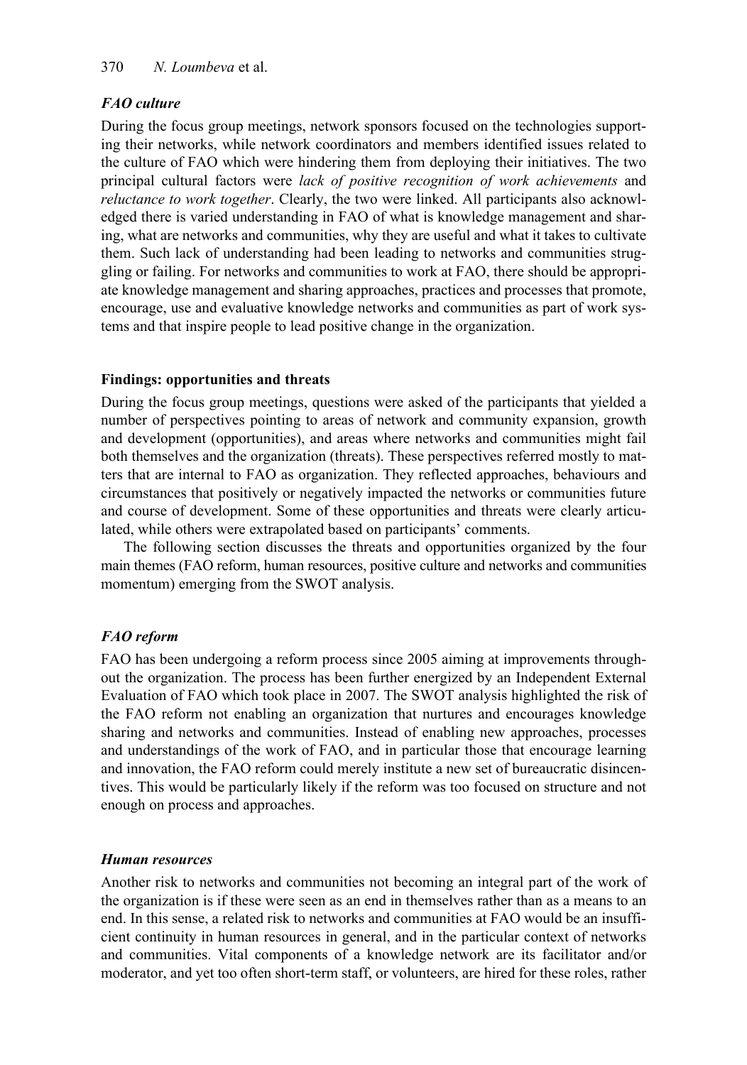### *FAO culture*

During the focus group meetings, network sponsors focused on the technologies supporting their networks, while network coordinators and members identified issues related to the culture of FAO which were hindering them from deploying their initiatives. The two principal cultural factors were *lack of positive recognition of work achievements* and *reluctance to work together*. Clearly, the two were linked. All participants also acknowledged there is varied understanding in FAO of what is knowledge management and sharing, what are networks and communities, why they are useful and what it takes to cultivate them. Such lack of understanding had been leading to networks and communities struggling or failing. For networks and communities to work at FAO, there should be appropriate knowledge management and sharing approaches, practices and processes that promote, encourage, use and evaluative knowledge networks and communities as part of work systems and that inspire people to lead positive change in the organization.

## Findings: opportunities and threats

During the focus group meetings, questions were asked of the participants that yielded a number of perspectives pointing to areas of network and community expansion, growth and development (opportunities), and areas where networks and communities might fail both themselves and the organization (threats). These perspectives referred mostly to matters that are internal to FAO as organization. They reflected approaches, behaviours and circumstances that positively or negatively impacted the networks or communities future and course of development. Some of these opportunities and threats were clearly articulated, while others were extrapolated based on participants' comments.

The following section discusses the threats and opportunities organized by the four main themes (FAO reform, human resources, positive culture and networks and communities momentum) emerging from the SWOT analysis.

### *FAO reform*

FAO has been undergoing a reform process since 2005 aiming at improvements throughout the organization. The process has been further energized by an Independent External Evaluation of FAO which took place in 2007. The SWOT analysis highlighted the risk of the FAO reform not enabling an organization that nurtures and encourages knowledge sharing and networks and communities. Instead of enabling new approaches, processes and understandings of the work of FAO, and in particular those that encourage learning and innovation, the FAO reform could merely institute a new set of bureaucratic disincentives. This would be particularly likely if the reform was too focused on structure and not enough on process and approaches.

### *Human resources*

Another risk to networks and communities not becoming an integral part of the work of the organization is if these were seen as an end in themselves rather than as a means to an end. In this sense, a related risk to networks and communities at FAO would be an insufficient continuity in human resources in general, and in the particular context of networks and communities. Vital components of a knowledge network are its facilitator and/or moderator, and yet too often short-term staff, or volunteers, are hired for these roles, rather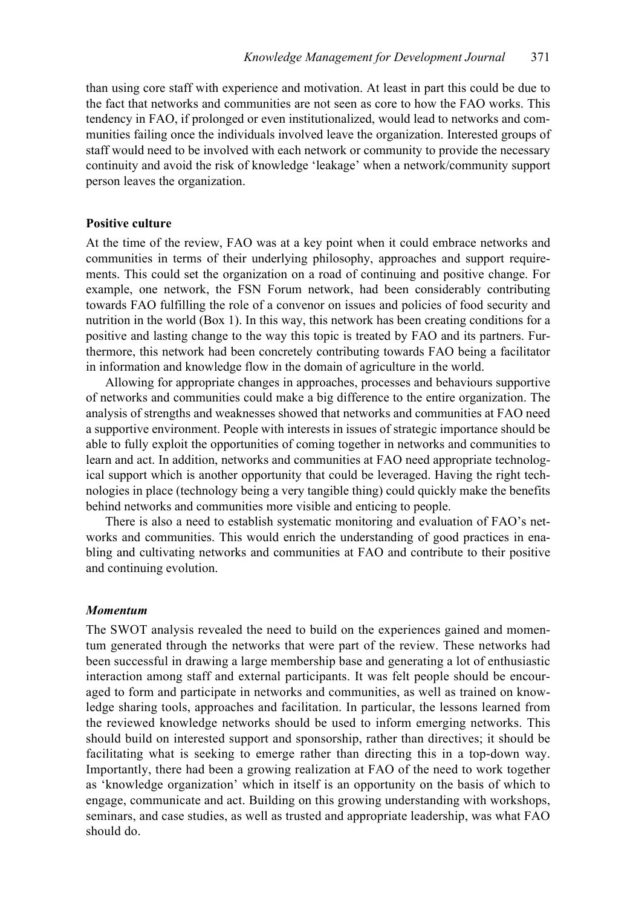than using core staff with experience and motivation. At least in part this could be due to the fact that networks and communities are not seen as core to how the FAO works. This tendency in FAO, if prolonged or even institutionalized, would lead to networks and communities failing once the individuals involved leave the organization. Interested groups of staff would need to be involved with each network or community to provide the necessary continuity and avoid the risk of knowledge 'leakage' when a network/community support person leaves the organization.

### Positive culture

At the time of the review, FAO was at a key point when it could embrace networks and communities in terms of their underlying philosophy, approaches and support requirements. This could set the organization on a road of continuing and positive change. For example, one network, the FSN Forum network, had been considerably contributing towards FAO fulfilling the role of a convenor on issues and policies of food security and nutrition in the world (Box 1). In this way, this network has been creating conditions for a positive and lasting change to the way this topic is treated by FAO and its partners. Furthermore, this network had been concretely contributing towards FAO being a facilitator in information and knowledge flow in the domain of agriculture in the world.

Allowing for appropriate changes in approaches, processes and behaviours supportive of networks and communities could make a big difference to the entire organization. The analysis of strengths and weaknesses showed that networks and communities at FAO need a supportive environment. People with interests in issues of strategic importance should be able to fully exploit the opportunities of coming together in networks and communities to learn and act. In addition, networks and communities at FAO need appropriate technological support which is another opportunity that could be leveraged. Having the right technologies in place (technology being a very tangible thing) could quickly make the benefits behind networks and communities more visible and enticing to people.

There is also a need to establish systematic monitoring and evaluation of FAO's networks and communities. This would enrich the understanding of good practices in enabling and cultivating networks and communities at FAO and contribute to their positive and continuing evolution.

#### *Momentum*

The SWOT analysis revealed the need to build on the experiences gained and momentum generated through the networks that were part of the review. These networks had been successful in drawing a large membership base and generating a lot of enthusiastic interaction among staff and external participants. It was felt people should be encouraged to form and participate in networks and communities, as well as trained on knowledge sharing tools, approaches and facilitation. In particular, the lessons learned from the reviewed knowledge networks should be used to inform emerging networks. This should build on interested support and sponsorship, rather than directives; it should be facilitating what is seeking to emerge rather than directing this in a top-down way. Importantly, there had been a growing realization at FAO of the need to work together as 'knowledge organization' which in itself is an opportunity on the basis of which to engage, communicate and act. Building on this growing understanding with workshops, seminars, and case studies, as well as trusted and appropriate leadership, was what FAO should do.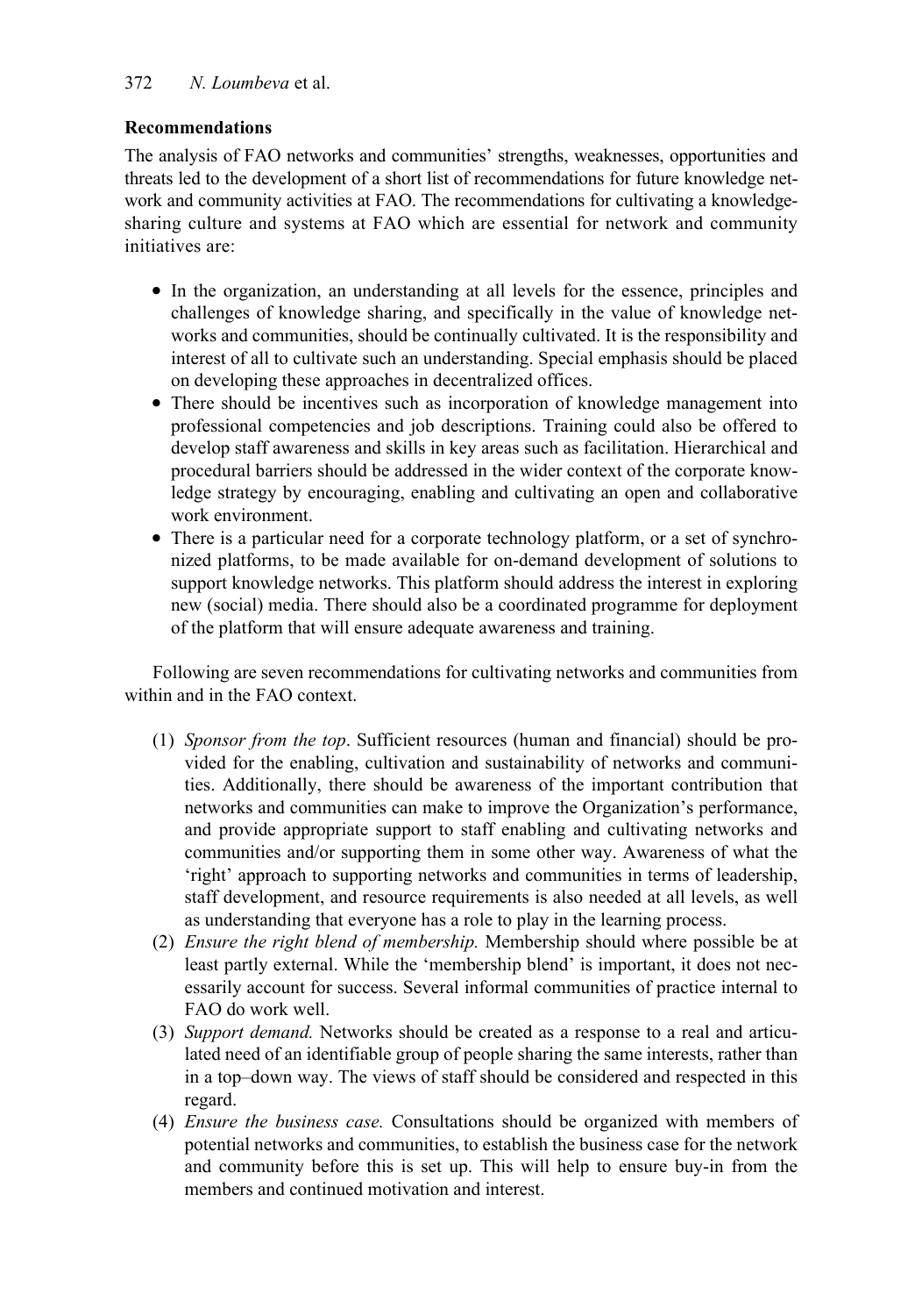### Recommendations

The analysis of FAO networks and communities' strengths, weaknesses, opportunities and threats led to the development of a short list of recommendations for future knowledge network and community activities at FAO. The recommendations for cultivating a knowledge-sharing culture and systems at FAO which are essential for network and community initiatives are:

- In the organization, an understanding at all levels for the essence, principles and challenges of knowledge sharing, and specifically in the value of knowledge networks and communities, should be continually cultivated. It is the responsibility and interest of all to cultivate such an understanding. Special emphasis should be placed on developing these approaches in decentralized offices.
- There should be incentives such as incorporation of knowledge management into professional competencies and job descriptions. Training could also be offered to develop staff awareness and skills in key areas such as facilitation. Hierarchical and procedural barriers should be addressed in the wider context of the corporate knowledge strategy by encouraging, enabling and cultivating an open and collaborative work environment.
- There is a particular need for a corporate technology platform, or a set of synchronized platforms, to be made available for on-demand development of solutions to support knowledge networks. This platform should address the interest in exploring new (social) media. There should also be a coordinated programme for deployment of the platform that will ensure adequate awareness and training.

Following are seven recommendations for cultivating networks and communities from within and in the FAO context.

(1) *Sponsor from the top*. Sufficient resources (human and financial) should be provided for the enabling, cultivation and sustainability of networks and communities. Additionally, there should be awareness of the important contribution that networks and communities can make to improve the Organization's performance, and provide appropriate support to staff enabling and cultivating networks and communities and/or supporting them in some other way. Awareness of what the 'right' approach to supporting networks and communities in terms of leadership, staff development, and resource requirements is also needed at all levels, as well as understanding that everyone has a role to play in the learning process.

(2) *Ensure the right blend of membership.* Membership should where possible be at least partly external. While the 'membership blend' is important, it does not necessarily account for success. Several informal communities of practice internal to FAO do work well.

(3) *Support demand.* Networks should be created as a response to a real and articulated need of an identifiable group of people sharing the same interests, rather than in a top–down way. The views of staff should be considered and respected in this regard.

(4) *Ensure the business case.* Consultations should be organized with members of potential networks and communities, to establish the business case for the network and community before this is set up. This will help to ensure buy-in from the members and continued motivation and interest.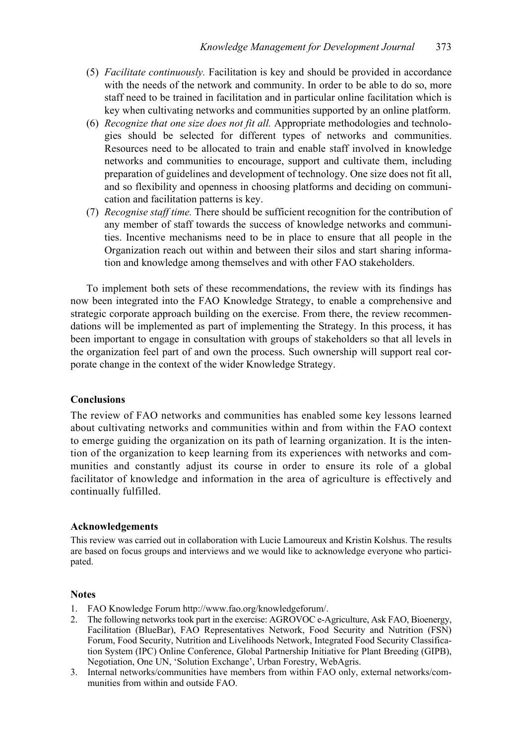(5) *Facilitate continuously.* Facilitation is key and should be provided in accordance with the needs of the network and community. In order to be able to do so, more staff need to be trained in facilitation and in particular online facilitation which is key when cultivating networks and communities supported by an online platform.

(6) *Recognize that one size does not fit all.* Appropriate methodologies and technologies should be selected for different types of networks and communities. Resources need to be allocated to train and enable staff involved in knowledge networks and communities to encourage, support and cultivate them, including preparation of guidelines and development of technology. One size does not fit all, and so flexibility and openness in choosing platforms and deciding on communication and facilitation patterns is key.

(7) *Recognise staff time.* There should be sufficient recognition for the contribution of any member of staff towards the success of knowledge networks and communities. Incentive mechanisms need to be in place to ensure that all people in the Organization reach out within and between their silos and start sharing information and knowledge among themselves and with other FAO stakeholders.

To implement both sets of these recommendations, the review with its findings has now been integrated into the FAO Knowledge Strategy, to enable a comprehensive and strategic corporate approach building on the exercise. From there, the review recommendations will be implemented as part of implementing the Strategy. In this process, it has been important to engage in consultation with groups of stakeholders so that all levels in the organization feel part of and own the process. Such ownership will support real corporate change in the context of the wider Knowledge Strategy.

## Conclusions

The review of FAO networks and communities has enabled some key lessons learned about cultivating networks and communities within and from within the FAO context to emerge guiding the organization on its path of learning organization. It is the intention of the organization to keep learning from its experiences with networks and communities and constantly adjust its course in order to ensure its role of a global facilitator of knowledge and information in the area of agriculture is effectively and continually fulfilled.

## Acknowledgements

This review was carried out in collaboration with Lucie Lamoureux and Kristin Kolshus. The results are based on focus groups and interviews and we would like to acknowledge everyone who participated.

## Notes

1. FAO Knowledge Forum http://www.fao.org/knowledgeforum/.
2. The following networks took part in the exercise: AGROVOC e-Agriculture, Ask FAO, Bioenergy, Facilitation (BlueBar), FAO Representatives Network, Food Security and Nutrition (FSN) Forum, Food Security, Nutrition and Livelihoods Network, Integrated Food Security Classification System (IPC) Online Conference, Global Partnership Initiative for Plant Breeding (GIPB), Negotiation, One UN, 'Solution Exchange', Urban Forestry, WebAgris.
3. Internal networks/communities have members from within FAO only, external networks/communities from within and outside FAO.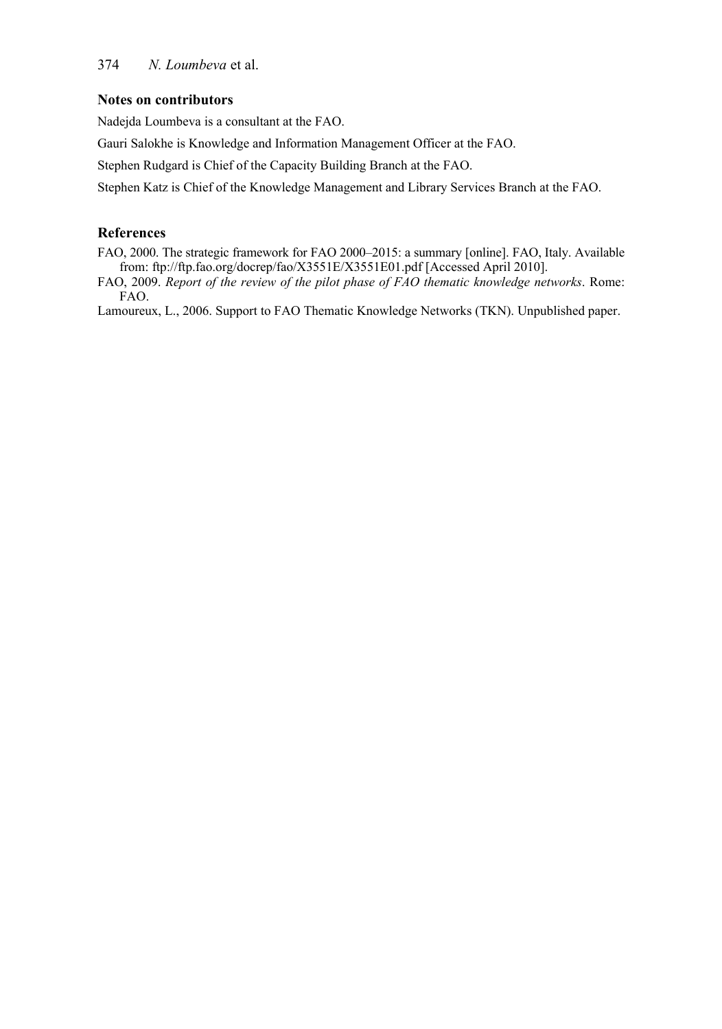## Notes on contributors

Nadejda Loumbeva is a consultant at the FAO.

Gauri Salokhe is Knowledge and Information Management Officer at the FAO.

Stephen Rudgard is Chief of the Capacity Building Branch at the FAO.

Stephen Katz is Chief of the Knowledge Management and Library Services Branch at the FAO.

## References

FAO, 2000. The strategic framework for FAO 2000–2015: a summary [online]. FAO, Italy. Available from: ftp://ftp.fao.org/docrep/fao/X3551E/X3551E01.pdf [Accessed April 2010].

FAO, 2009. *Report of the review of the pilot phase of FAO thematic knowledge networks*. Rome: FAO.

Lamoureux, L., 2006. Support to FAO Thematic Knowledge Networks (TKN). Unpublished paper.